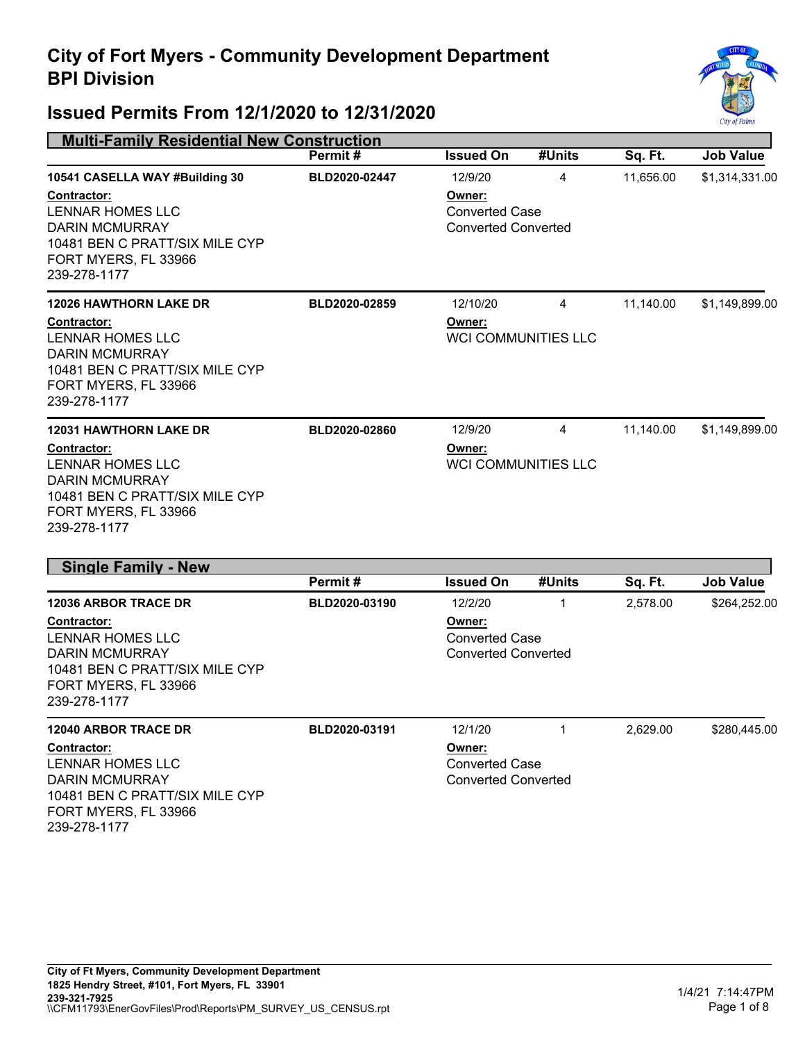# City of Fort Myers - Community Development Department
# BPI Division

## Issued Permits From 12/1/2020 to 12/31/2020

### Multi-Family Residential New Construction

| | Permit # | Issued On | #Units | Sq. Ft. | Job Value |
|---|---|---|---|---|---|
| **10541 CASELLA WAY #Building 30** | BLD2020-02447 | 12/9/20 | 4 | 11,656.00 | $1,314,331.00 |
| **Contractor:** LENNAR HOMES LLC, DARIN MCMURRAY, 10481 BEN C PRATT/SIX MILE CYP, FORT MYERS, FL 33966, 239-278-1177 | | **Owner:** Converted Case Converted Converted | | | |
| **12026 HAWTHORN LAKE DR** | BLD2020-02859 | 12/10/20 | 4 | 11,140.00 | $1,149,899.00 |
| **Contractor:** LENNAR HOMES LLC, DARIN MCMURRAY, 10481 BEN C PRATT/SIX MILE CYP, FORT MYERS, FL 33966, 239-278-1177 | | **Owner:** WCI COMMUNITIES LLC | | | |
| **12031 HAWTHORN LAKE DR** | BLD2020-02860 | 12/9/20 | 4 | 11,140.00 | $1,149,899.00 |
| **Contractor:** LENNAR HOMES LLC, DARIN MCMURRAY, 10481 BEN C PRATT/SIX MILE CYP, FORT MYERS, FL 33966, 239-278-1177 | | **Owner:** WCI COMMUNITIES LLC | | | |

### Single Family - New

| | Permit # | Issued On | #Units | Sq. Ft. | Job Value |
|---|---|---|---|---|---|
| **12036 ARBOR TRACE DR** | BLD2020-03190 | 12/2/20 | 1 | 2,578.00 | $264,252.00 |
| **Contractor:** LENNAR HOMES LLC, DARIN MCMURRAY, 10481 BEN C PRATT/SIX MILE CYP, FORT MYERS, FL 33966, 239-278-1177 | | **Owner:** Converted Case Converted Converted | | | |
| **12040 ARBOR TRACE DR** | BLD2020-03191 | 12/1/20 | 1 | 2,629.00 | $280,445.00 |
| **Contractor:** LENNAR HOMES LLC, DARIN MCMURRAY, 10481 BEN C PRATT/SIX MILE CYP, FORT MYERS, FL 33966, 239-278-1177 | | **Owner:** Converted Case Converted Converted | | | |

**City of Ft Myers, Community Development Department**
**1825 Hendry Street, #101, Fort Myers, FL 33901**
**239-321-7925**
\\CFM11793\EnerGovFiles\Prod\Reports\PM_SURVEY_US_CENSUS.rpt

1/4/21 7:14:47PM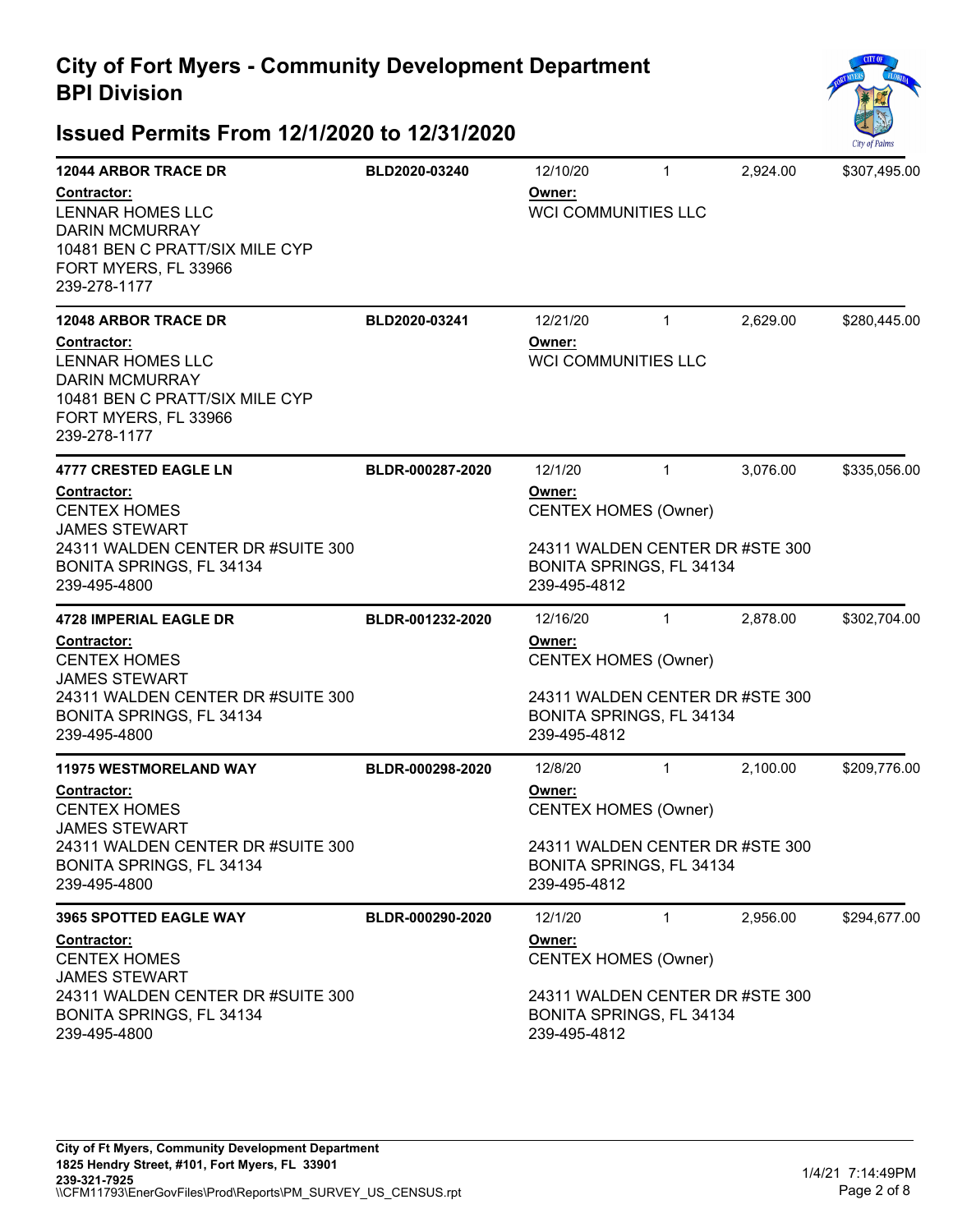## City of Fort Myers - Community Development Department
## BPI Division

## Issued Permits From 12/1/2020 to 12/31/2020

**12044 ARBOR TRACE DR** | **BLD2020-03240** | 12/10/20 | 1 | 2,924.00 | $307,495.00

**Contractor:**
LENNAR HOMES LLC
DARIN MCMURRAY
10481 BEN C PRATT/SIX MILE CYP
FORT MYERS, FL 33966
239-278-1177

**Owner:**
WCI COMMUNITIES LLC

---

**12048 ARBOR TRACE DR** | **BLD2020-03241** | 12/21/20 | 1 | 2,629.00 | $280,445.00

**Contractor:**
LENNAR HOMES LLC
DARIN MCMURRAY
10481 BEN C PRATT/SIX MILE CYP
FORT MYERS, FL 33966
239-278-1177

**Owner:**
WCI COMMUNITIES LLC

---

**4777 CRESTED EAGLE LN** | **BLDR-000287-2020** | 12/1/20 | 1 | 3,076.00 | $335,056.00

**Contractor:**
CENTEX HOMES
JAMES STEWART
24311 WALDEN CENTER DR #SUITE 300
BONITA SPRINGS, FL 34134
239-495-4800

**Owner:**
CENTEX HOMES (Owner)

24311 WALDEN CENTER DR #STE 300
BONITA SPRINGS, FL 34134
239-495-4812

---

**4728 IMPERIAL EAGLE DR** | **BLDR-001232-2020** | 12/16/20 | 1 | 2,878.00 | $302,704.00

**Contractor:**
CENTEX HOMES
JAMES STEWART
24311 WALDEN CENTER DR #SUITE 300
BONITA SPRINGS, FL 34134
239-495-4800

**Owner:**
CENTEX HOMES (Owner)

24311 WALDEN CENTER DR #STE 300
BONITA SPRINGS, FL 34134
239-495-4812

---

**11975 WESTMORELAND WAY** | **BLDR-000298-2020** | 12/8/20 | 1 | 2,100.00 | $209,776.00

**Contractor:**
CENTEX HOMES
JAMES STEWART
24311 WALDEN CENTER DR #SUITE 300
BONITA SPRINGS, FL 34134
239-495-4800

**Owner:**
CENTEX HOMES (Owner)

24311 WALDEN CENTER DR #STE 300
BONITA SPRINGS, FL 34134
239-495-4812

---

**3965 SPOTTED EAGLE WAY** | **BLDR-000290-2020** | 12/1/20 | 1 | 2,956.00 | $294,677.00

**Contractor:**
CENTEX HOMES
JAMES STEWART
24311 WALDEN CENTER DR #SUITE 300
BONITA SPRINGS, FL 34134
239-495-4800

**Owner:**
CENTEX HOMES (Owner)

24311 WALDEN CENTER DR #STE 300
BONITA SPRINGS, FL 34134
239-495-4812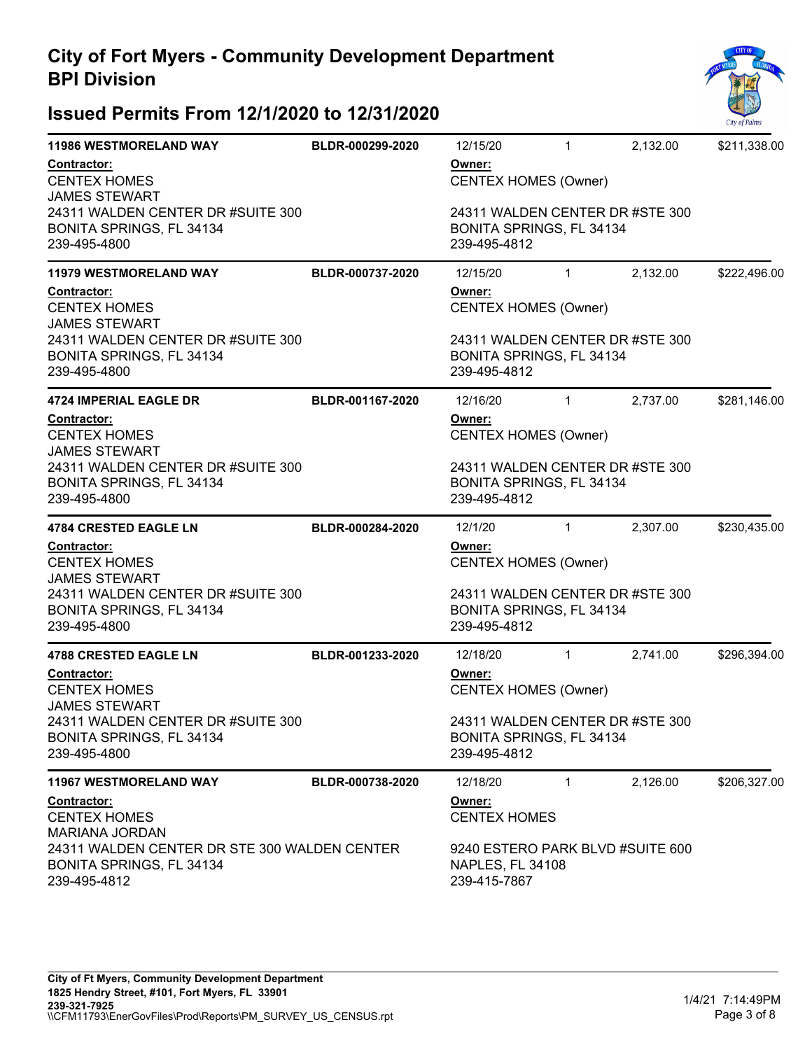# City of Fort Myers - Community Development Department
## BPI Division

## Issued Permits From 12/1/2020 to 12/31/2020

**11986 WESTMORELAND WAY** | **BLDR-000299-2020** | 12/15/20 | 1 | 2,132.00 | $211,338.00

**Contractor:**
CENTEX HOMES
JAMES STEWART
24311 WALDEN CENTER DR #SUITE 300
BONITA SPRINGS, FL 34134
239-495-4800

**Owner:**
CENTEX HOMES (Owner)

24311 WALDEN CENTER DR #STE 300
BONITA SPRINGS, FL 34134
239-495-4812

---

**11979 WESTMORELAND WAY** | **BLDR-000737-2020** | 12/15/20 | 1 | 2,132.00 | $222,496.00

**Contractor:**
CENTEX HOMES
JAMES STEWART
24311 WALDEN CENTER DR #SUITE 300
BONITA SPRINGS, FL 34134
239-495-4800

**Owner:**
CENTEX HOMES (Owner)

24311 WALDEN CENTER DR #STE 300
BONITA SPRINGS, FL 34134
239-495-4812

---

**4724 IMPERIAL EAGLE DR** | **BLDR-001167-2020** | 12/16/20 | 1 | 2,737.00 | $281,146.00

**Contractor:**
CENTEX HOMES
JAMES STEWART
24311 WALDEN CENTER DR #SUITE 300
BONITA SPRINGS, FL 34134
239-495-4800

**Owner:**
CENTEX HOMES (Owner)

24311 WALDEN CENTER DR #STE 300
BONITA SPRINGS, FL 34134
239-495-4812

---

**4784 CRESTED EAGLE LN** | **BLDR-000284-2020** | 12/1/20 | 1 | 2,307.00 | $230,435.00

**Contractor:**
CENTEX HOMES
JAMES STEWART
24311 WALDEN CENTER DR #SUITE 300
BONITA SPRINGS, FL 34134
239-495-4800

**Owner:**
CENTEX HOMES (Owner)

24311 WALDEN CENTER DR #STE 300
BONITA SPRINGS, FL 34134
239-495-4812

---

**4788 CRESTED EAGLE LN** | **BLDR-001233-2020** | 12/18/20 | 1 | 2,741.00 | $296,394.00

**Contractor:**
CENTEX HOMES
JAMES STEWART
24311 WALDEN CENTER DR #SUITE 300
BONITA SPRINGS, FL 34134
239-495-4800

**Owner:**
CENTEX HOMES (Owner)

24311 WALDEN CENTER DR #STE 300
BONITA SPRINGS, FL 34134
239-495-4812

---

**11967 WESTMORELAND WAY** | **BLDR-000738-2020** | 12/18/20 | 1 | 2,126.00 | $206,327.00

**Contractor:**
CENTEX HOMES
MARIANA JORDAN
24311 WALDEN CENTER DR STE 300 WALDEN CENTER
BONITA SPRINGS, FL 34134
239-495-4812

**Owner:**
CENTEX HOMES

9240 ESTERO PARK BLVD #SUITE 600
NAPLES, FL 34108
239-415-7867

---

**City of Ft Myers, Community Development Department**
**1825 Hendry Street, #101, Fort Myers, FL 33901**
**239-321-7925**
\\CFM11793\EnerGovFiles\Prod\Reports\PM_SURVEY_US_CENSUS.rpt

1/4/21 7:14:49PM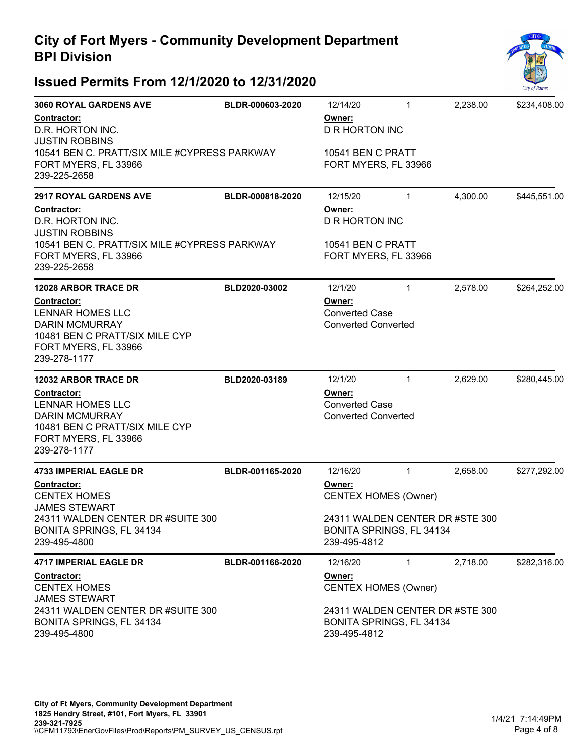# City of Fort Myers - Community Development Department
# BPI Division

## Issued Permits From 12/1/2020 to 12/31/2020

---

**3060 ROYAL GARDENS AVE** | **BLDR-000603-2020** | 12/14/20 | 1 | 2,238.00 | $234,408.00

**Contractor:**
D.R. HORTON INC.
JUSTIN ROBBINS
10541 BEN C. PRATT/SIX MILE #CYPRESS PARKWAY
FORT MYERS, FL 33966
239-225-2658

**Owner:**
D R HORTON INC

10541 BEN C PRATT
FORT MYERS, FL 33966

---

**2917 ROYAL GARDENS AVE** | **BLDR-000818-2020** | 12/15/20 | 1 | 4,300.00 | $445,551.00

**Contractor:**
D.R. HORTON INC.
JUSTIN ROBBINS
10541 BEN C. PRATT/SIX MILE #CYPRESS PARKWAY
FORT MYERS, FL 33966
239-225-2658

**Owner:**
D R HORTON INC

10541 BEN C PRATT
FORT MYERS, FL 33966

---

**12028 ARBOR TRACE DR** | **BLD2020-03002** | 12/1/20 | 1 | 2,578.00 | $264,252.00

**Contractor:**
LENNAR HOMES LLC
DARIN MCMURRAY
10481 BEN C PRATT/SIX MILE CYP
FORT MYERS, FL 33966
239-278-1177

**Owner:**
Converted Case
Converted Converted

---

**12032 ARBOR TRACE DR** | **BLD2020-03189** | 12/1/20 | 1 | 2,629.00 | $280,445.00

**Contractor:**
LENNAR HOMES LLC
DARIN MCMURRAY
10481 BEN C PRATT/SIX MILE CYP
FORT MYERS, FL 33966
239-278-1177

**Owner:**
Converted Case
Converted Converted

---

**4733 IMPERIAL EAGLE DR** | **BLDR-001165-2020** | 12/16/20 | 1 | 2,658.00 | $277,292.00

**Contractor:**
CENTEX HOMES
JAMES STEWART
24311 WALDEN CENTER DR #SUITE 300
BONITA SPRINGS, FL 34134
239-495-4800

**Owner:**
CENTEX HOMES (Owner)

24311 WALDEN CENTER DR #STE 300
BONITA SPRINGS, FL 34134
239-495-4812

---

**4717 IMPERIAL EAGLE DR** | **BLDR-001166-2020** | 12/16/20 | 1 | 2,718.00 | $282,316.00

**Contractor:**
CENTEX HOMES
JAMES STEWART
24311 WALDEN CENTER DR #SUITE 300
BONITA SPRINGS, FL 34134
239-495-4800

**Owner:**
CENTEX HOMES (Owner)

24311 WALDEN CENTER DR #STE 300
BONITA SPRINGS, FL 34134
239-495-4812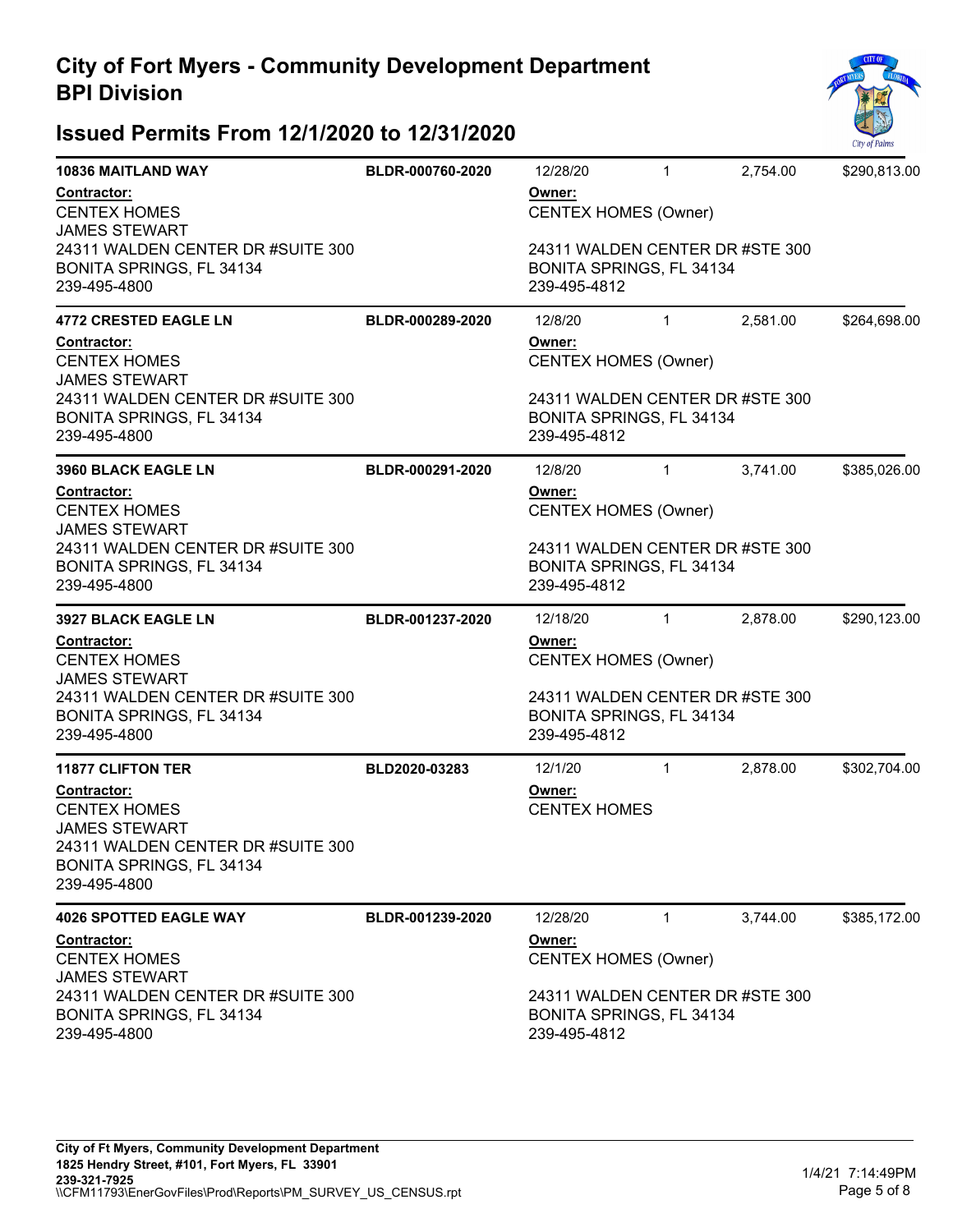# City of Fort Myers - Community Development Department
# BPI Division

## Issued Permits From 12/1/2020 to 12/31/2020

**10836 MAITLAND WAY** | **BLDR-000760-2020** | 12/28/20 | 1 | 2,754.00 | $290,813.00

**Contractor:**
CENTEX HOMES
JAMES STEWART
24311 WALDEN CENTER DR #SUITE 300
BONITA SPRINGS, FL 34134
239-495-4800

**Owner:**
CENTEX HOMES (Owner)

24311 WALDEN CENTER DR #STE 300
BONITA SPRINGS, FL 34134
239-495-4812

---

**4772 CRESTED EAGLE LN** | **BLDR-000289-2020** | 12/8/20 | 1 | 2,581.00 | $264,698.00

**Contractor:**
CENTEX HOMES
JAMES STEWART
24311 WALDEN CENTER DR #SUITE 300
BONITA SPRINGS, FL 34134
239-495-4800

**Owner:**
CENTEX HOMES (Owner)

24311 WALDEN CENTER DR #STE 300
BONITA SPRINGS, FL 34134
239-495-4812

---

**3960 BLACK EAGLE LN** | **BLDR-000291-2020** | 12/8/20 | 1 | 3,741.00 | $385,026.00

**Contractor:**
CENTEX HOMES
JAMES STEWART
24311 WALDEN CENTER DR #SUITE 300
BONITA SPRINGS, FL 34134
239-495-4800

**Owner:**
CENTEX HOMES (Owner)

24311 WALDEN CENTER DR #STE 300
BONITA SPRINGS, FL 34134
239-495-4812

---

**3927 BLACK EAGLE LN** | **BLDR-001237-2020** | 12/18/20 | 1 | 2,878.00 | $290,123.00

**Contractor:**
CENTEX HOMES
JAMES STEWART
24311 WALDEN CENTER DR #SUITE 300
BONITA SPRINGS, FL 34134
239-495-4800

**Owner:**
CENTEX HOMES (Owner)

24311 WALDEN CENTER DR #STE 300
BONITA SPRINGS, FL 34134
239-495-4812

---

**11877 CLIFTON TER** | **BLD2020-03283** | 12/1/20 | 1 | 2,878.00 | $302,704.00

**Contractor:**
CENTEX HOMES
JAMES STEWART
24311 WALDEN CENTER DR #SUITE 300
BONITA SPRINGS, FL 34134
239-495-4800

**Owner:**
CENTEX HOMES

---

**4026 SPOTTED EAGLE WAY** | **BLDR-001239-2020** | 12/28/20 | 1 | 3,744.00 | $385,172.00

**Contractor:**
CENTEX HOMES
JAMES STEWART
24311 WALDEN CENTER DR #SUITE 300
BONITA SPRINGS, FL 34134
239-495-4800

**Owner:**
CENTEX HOMES (Owner)

24311 WALDEN CENTER DR #STE 300
BONITA SPRINGS, FL 34134
239-495-4812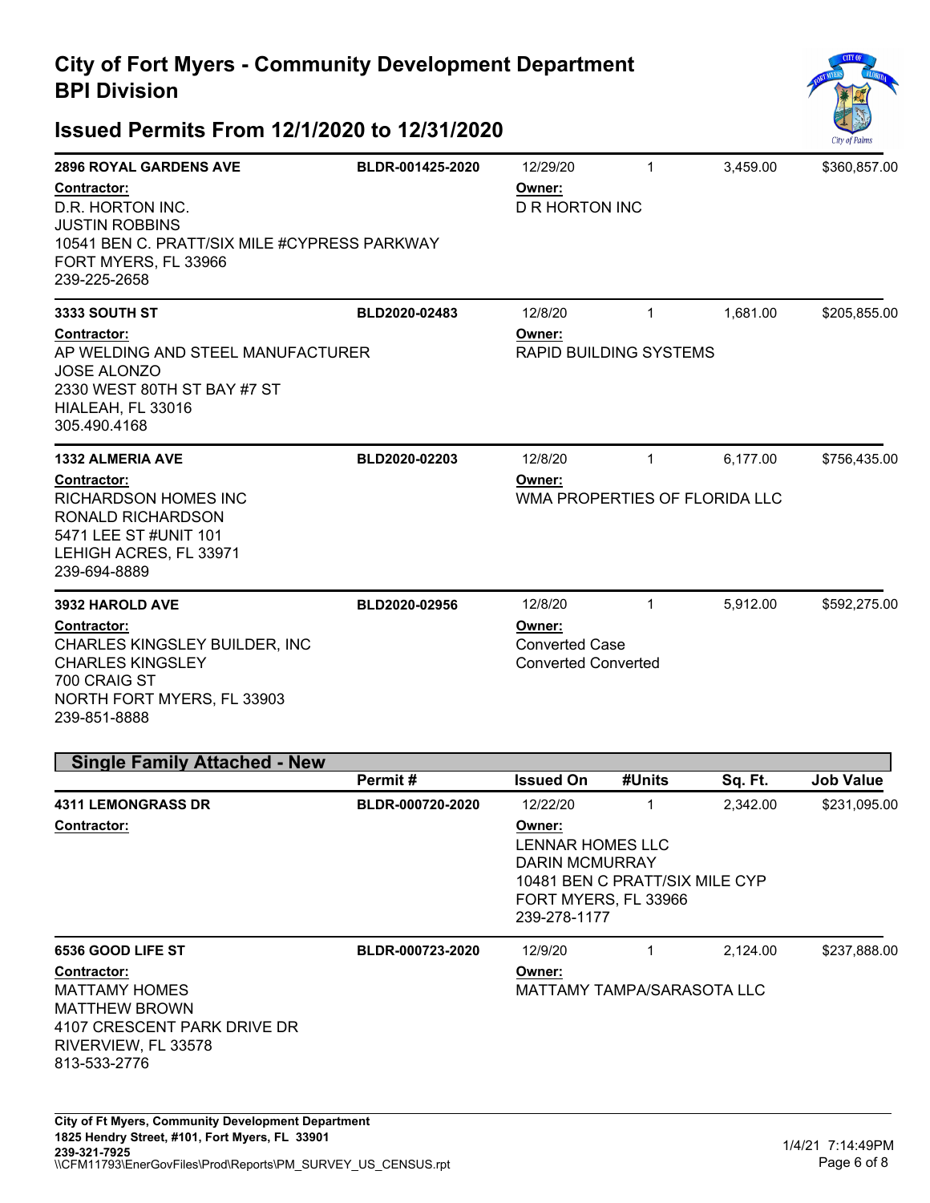# City of Fort Myers - Community Development Department
# BPI Division

## Issued Permits From 12/1/2020 to 12/31/2020

| Address | Permit # | Issued On | #Units | Sq. Ft. | Job Value |
|---|---|---|---|---|---|
| **2896 ROYAL GARDENS AVE** | **BLDR-001425-2020** | 12/29/20 | 1 | 3,459.00 | $360,857.00 |

**Contractor:**
D.R. HORTON INC.
JUSTIN ROBBINS
10541 BEN C. PRATT/SIX MILE #CYPRESS PARKWAY
FORT MYERS, FL 33966
239-225-2658

**Owner:**
D R HORTON INC

| Address | Permit # | Issued On | #Units | Sq. Ft. | Job Value |
|---|---|---|---|---|---|
| **3333 SOUTH ST** | **BLD2020-02483** | 12/8/20 | 1 | 1,681.00 | $205,855.00 |

**Contractor:**
AP WELDING AND STEEL MANUFACTURER
JOSE ALONZO
2330 WEST 80TH ST BAY #7 ST
HIALEAH, FL 33016
305.490.4168

**Owner:**
RAPID BUILDING SYSTEMS

| Address | Permit # | Issued On | #Units | Sq. Ft. | Job Value |
|---|---|---|---|---|---|
| **1332 ALMERIA AVE** | **BLD2020-02203** | 12/8/20 | 1 | 6,177.00 | $756,435.00 |

**Contractor:**
RICHARDSON HOMES INC
RONALD RICHARDSON
5471 LEE ST #UNIT 101
LEHIGH ACRES, FL 33971
239-694-8889

**Owner:**
WMA PROPERTIES OF FLORIDA LLC

| Address | Permit # | Issued On | #Units | Sq. Ft. | Job Value |
|---|---|---|---|---|---|
| **3932 HAROLD AVE** | **BLD2020-02956** | 12/8/20 | 1 | 5,912.00 | $592,275.00 |

**Contractor:**
CHARLES KINGSLEY BUILDER, INC
CHARLES KINGSLEY
700 CRAIG ST
NORTH FORT MYERS, FL 33903
239-851-8888

**Owner:**
Converted Case
Converted Converted

## Single Family Attached - New

| Address | Permit # | Issued On | #Units | Sq. Ft. | Job Value |
|---|---|---|---|---|---|
| **4311 LEMONGRASS DR** | **BLDR-000720-2020** | 12/22/20 | 1 | 2,342.00 | $231,095.00 |

**Contractor:**

**Owner:**
LENNAR HOMES LLC
DARIN MCMURRAY
10481 BEN C PRATT/SIX MILE CYP
FORT MYERS, FL 33966
239-278-1177

| Address | Permit # | Issued On | #Units | Sq. Ft. | Job Value |
|---|---|---|---|---|---|
| **6536 GOOD LIFE ST** | **BLDR-000723-2020** | 12/9/20 | 1 | 2,124.00 | $237,888.00 |

**Contractor:**
MATTAMY HOMES
MATTHEW BROWN
4107 CRESCENT PARK DRIVE DR
RIVERVIEW, FL 33578
813-533-2776

**Owner:**
MATTAMY TAMPA/SARASOTA LLC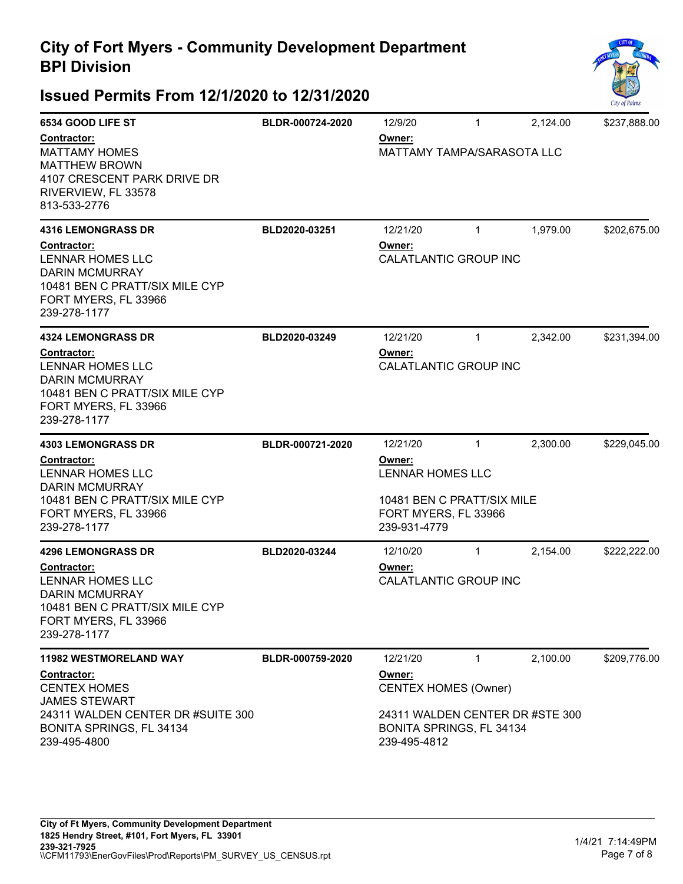# City of Fort Myers - Community Development Department
# BPI Division

## Issued Permits From 12/1/2020 to 12/31/2020

**6534 GOOD LIFE ST** | BLDR-000724-2020 | 12/9/20 | 1 | 2,124.00 | $237,888.00

**Contractor:**
MATTAMY HOMES
MATTHEW BROWN
4107 CRESCENT PARK DRIVE DR
RIVERVIEW, FL 33578
813-533-2776

**Owner:**
MATTAMY TAMPA/SARASOTA LLC

---

**4316 LEMONGRASS DR** | BLD2020-03251 | 12/21/20 | 1 | 1,979.00 | $202,675.00

**Contractor:**
LENNAR HOMES LLC
DARIN MCMURRAY
10481 BEN C PRATT/SIX MILE CYP
FORT MYERS, FL 33966
239-278-1177

**Owner:**
CALATLANTIC GROUP INC

---

**4324 LEMONGRASS DR** | BLD2020-03249 | 12/21/20 | 1 | 2,342.00 | $231,394.00

**Contractor:**
LENNAR HOMES LLC
DARIN MCMURRAY
10481 BEN C PRATT/SIX MILE CYP
FORT MYERS, FL 33966
239-278-1177

**Owner:**
CALATLANTIC GROUP INC

---

**4303 LEMONGRASS DR** | BLDR-000721-2020 | 12/21/20 | 1 | 2,300.00 | $229,045.00

**Contractor:**
LENNAR HOMES LLC
DARIN MCMURRAY
10481 BEN C PRATT/SIX MILE CYP
FORT MYERS, FL 33966
239-278-1177

**Owner:**
LENNAR HOMES LLC

10481 BEN C PRATT/SIX MILE
FORT MYERS, FL 33966
239-931-4779

---

**4296 LEMONGRASS DR** | BLD2020-03244 | 12/10/20 | 1 | 2,154.00 | $222,222.00

**Contractor:**
LENNAR HOMES LLC
DARIN MCMURRAY
10481 BEN C PRATT/SIX MILE CYP
FORT MYERS, FL 33966
239-278-1177

**Owner:**
CALATLANTIC GROUP INC

---

**11982 WESTMORELAND WAY** | BLDR-000759-2020 | 12/21/20 | 1 | 2,100.00 | $209,776.00

**Contractor:**
CENTEX HOMES
JAMES STEWART
24311 WALDEN CENTER DR #SUITE 300
BONITA SPRINGS, FL 34134
239-495-4800

**Owner:**
CENTEX HOMES (Owner)

24311 WALDEN CENTER DR #STE 300
BONITA SPRINGS, FL 34134
239-495-4812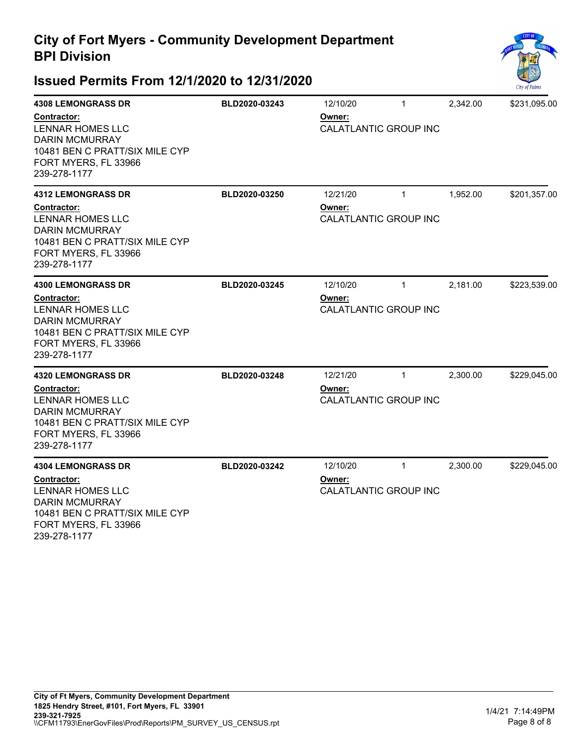# City of Fort Myers - Community Development Department
## BPI Division

## Issued Permits From 12/1/2020 to 12/31/2020

| | | | | | |
|---|---|---|---|---|---|
| **4308 LEMONGRASS DR** | **BLD2020-03243** | 12/10/20 | 1 | 2,342.00 | $231,095.00 |
| **Contractor:**<br>LENNAR HOMES LLC<br>DARIN MCMURRAY<br>10481 BEN C PRATT/SIX MILE CYP<br>FORT MYERS, FL 33966<br>239-278-1177 | | **Owner:**<br>CALATLANTIC GROUP INC | | | |
| **4312 LEMONGRASS DR** | **BLD2020-03250** | 12/21/20 | 1 | 1,952.00 | $201,357.00 |
| **Contractor:**<br>LENNAR HOMES LLC<br>DARIN MCMURRAY<br>10481 BEN C PRATT/SIX MILE CYP<br>FORT MYERS, FL 33966<br>239-278-1177 | | **Owner:**<br>CALATLANTIC GROUP INC | | | |
| **4300 LEMONGRASS DR** | **BLD2020-03245** | 12/10/20 | 1 | 2,181.00 | $223,539.00 |
| **Contractor:**<br>LENNAR HOMES LLC<br>DARIN MCMURRAY<br>10481 BEN C PRATT/SIX MILE CYP<br>FORT MYERS, FL 33966<br>239-278-1177 | | **Owner:**<br>CALATLANTIC GROUP INC | | | |
| **4320 LEMONGRASS DR** | **BLD2020-03248** | 12/21/20 | 1 | 2,300.00 | $229,045.00 |
| **Contractor:**<br>LENNAR HOMES LLC<br>DARIN MCMURRAY<br>10481 BEN C PRATT/SIX MILE CYP<br>FORT MYERS, FL 33966<br>239-278-1177 | | **Owner:**<br>CALATLANTIC GROUP INC | | | |
| **4304 LEMONGRASS DR** | **BLD2020-03242** | 12/10/20 | 1 | 2,300.00 | $229,045.00 |
| **Contractor:**<br>LENNAR HOMES LLC<br>DARIN MCMURRAY<br>10481 BEN C PRATT/SIX MILE CYP<br>FORT MYERS, FL 33966<br>239-278-1177 | | **Owner:**<br>CALATLANTIC GROUP INC | | | |

**City of Ft Myers, Community Development Department**
**1825 Hendry Street, #101, Fort Myers, FL 33901**
**239-321-7925**
\\CFM11793\EnerGovFiles\Prod\Reports\PM_SURVEY_US_CENSUS.rpt

1/4/21 7:14:49PM